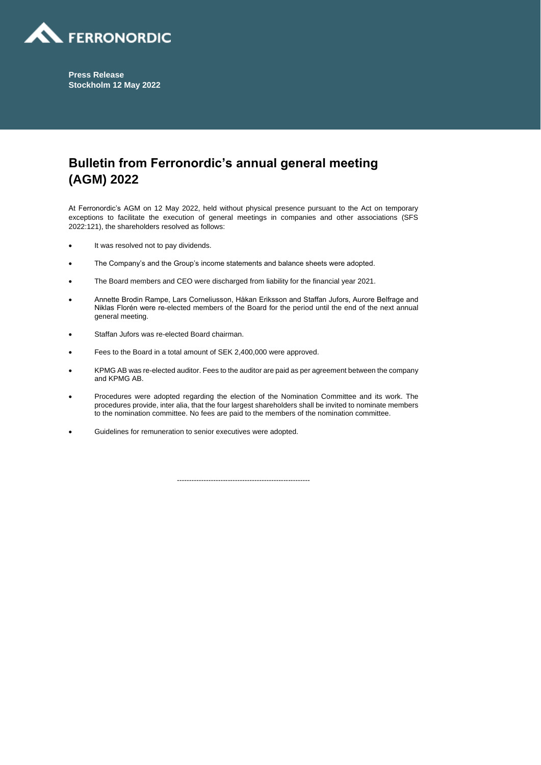**Press Release**
**Stockholm 12 May 2022**

# Bulletin from Ferronordic's annual general meeting (AGM) 2022

At Ferronordic's AGM on 12 May 2022, held without physical presence pursuant to the Act on temporary exceptions to facilitate the execution of general meetings in companies and other associations (SFS 2022:121), the shareholders resolved as follows:

- It was resolved not to pay dividends.
- The Company's and the Group's income statements and balance sheets were adopted.
- The Board members and CEO were discharged from liability for the financial year 2021.
- Annette Brodin Rampe, Lars Corneliusson, Håkan Eriksson and Staffan Jufors, Aurore Belfrage and Niklas Florén were re-elected members of the Board for the period until the end of the next annual general meeting.
- Staffan Jufors was re-elected Board chairman.
- Fees to the Board in a total amount of SEK 2,400,000 were approved.
- KPMG AB was re-elected auditor. Fees to the auditor are paid as per agreement between the company and KPMG AB.
- Procedures were adopted regarding the election of the Nomination Committee and its work. The procedures provide, inter alia, that the four largest shareholders shall be invited to nominate members to the nomination committee. No fees are paid to the members of the nomination committee.
- Guidelines for remuneration to senior executives were adopted.

-------------------------------------------------------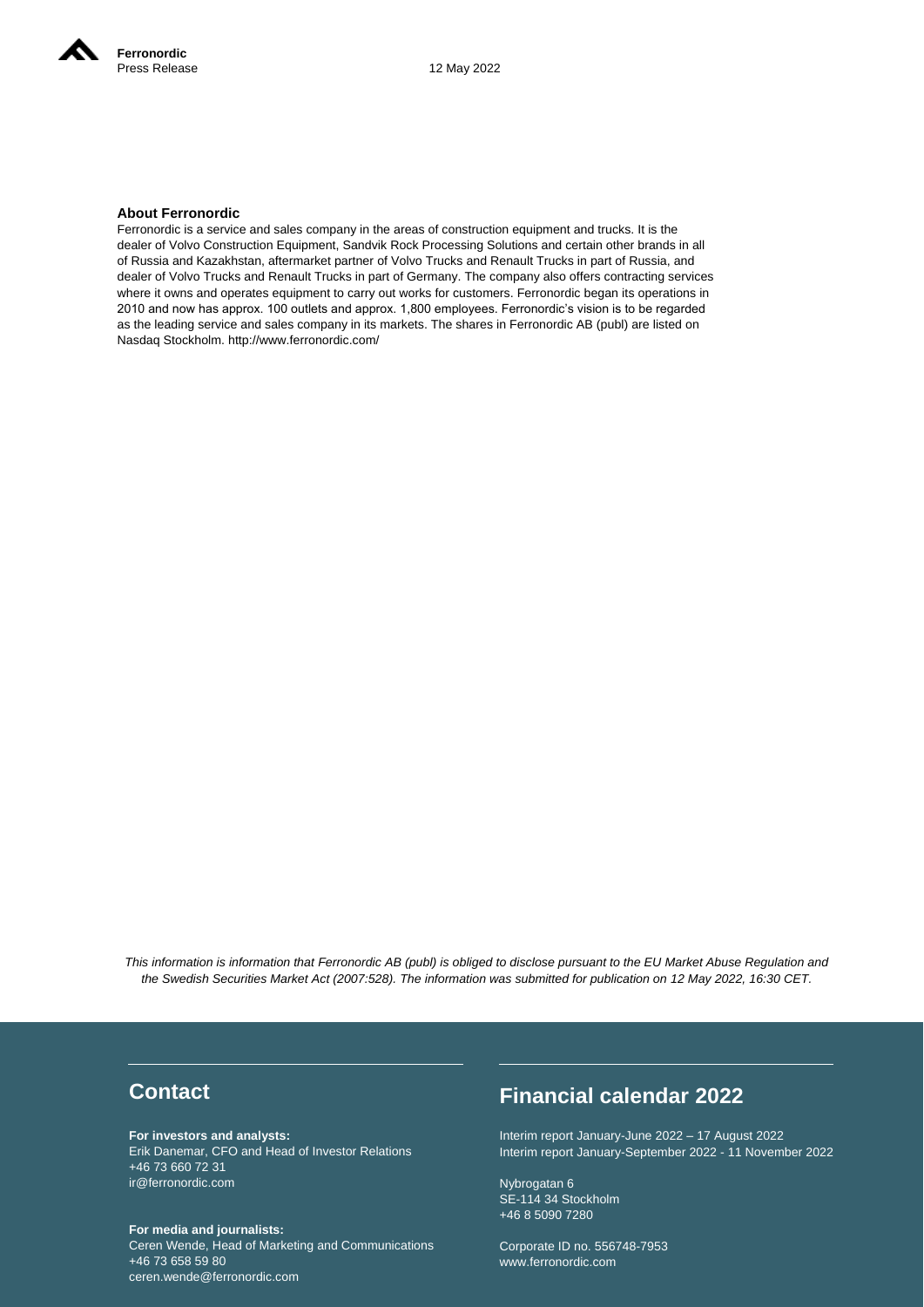### About Ferronordic

Ferronordic is a service and sales company in the areas of construction equipment and trucks. It is the dealer of Volvo Construction Equipment, Sandvik Rock Processing Solutions and certain other brands in all of Russia and Kazakhstan, aftermarket partner of Volvo Trucks and Renault Trucks in part of Russia, and dealer of Volvo Trucks and Renault Trucks in part of Germany. The company also offers contracting services where it owns and operates equipment to carry out works for customers. Ferronordic began its operations in 2010 and now has approx. 100 outlets and approx. 1,800 employees. Ferronordic's vision is to be regarded as the leading service and sales company in its markets. The shares in Ferronordic AB (publ) are listed on Nasdaq Stockholm. http://www.ferronordic.com/

*This information is information that Ferronordic AB (publ) is obliged to disclose pursuant to the EU Market Abuse Regulation and the Swedish Securities Market Act (2007:528). The information was submitted for publication on 12 May 2022, 16:30 CET.*

## Contact

**For investors and analysts:**
Erik Danemar, CFO and Head of Investor Relations
+46 73 660 72 31
ir@ferronordic.com

**For media and journalists:**
Ceren Wende, Head of Marketing and Communications
+46 73 658 59 80
ceren.wende@ferronordic.com

## Financial calendar 2022

Interim report January-June 2022 – 17 August 2022
Interim report January-September 2022 - 11 November 2022

Nybrogatan 6
SE-114 34 Stockholm
+46 8 5090 7280

Corporate ID no. 556748-7953
www.ferronordic.com